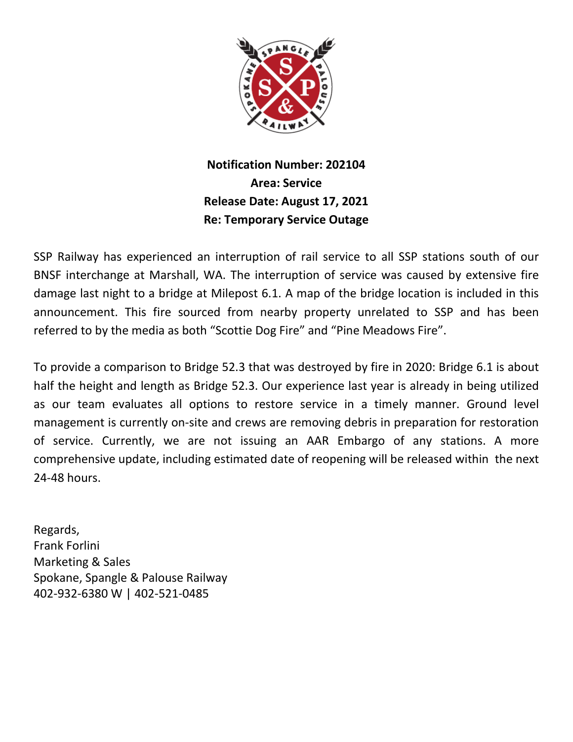**Notification Number: 202104**
**Area: Service**
**Release Date: August 17, 2021**
**Re: Temporary Service Outage**

SSP Railway has experienced an interruption of rail service to all SSP stations south of our BNSF interchange at Marshall, WA. The interruption of service was caused by extensive fire damage last night to a bridge at Milepost 6.1. A map of the bridge location is included in this announcement. This fire sourced from nearby property unrelated to SSP and has been referred to by the media as both "Scottie Dog Fire" and "Pine Meadows Fire".

To provide a comparison to Bridge 52.3 that was destroyed by fire in 2020: Bridge 6.1 is about half the height and length as Bridge 52.3. Our experience last year is already in being utilized as our team evaluates all options to restore service in a timely manner. Ground level management is currently on-site and crews are removing debris in preparation for restoration of service. Currently, we are not issuing an AAR Embargo of any stations. A more comprehensive update, including estimated date of reopening will be released within the next 24-48 hours.

Regards,
Frank Forlini
Marketing & Sales
Spokane, Spangle & Palouse Railway
402-932-6380 W | 402-521-0485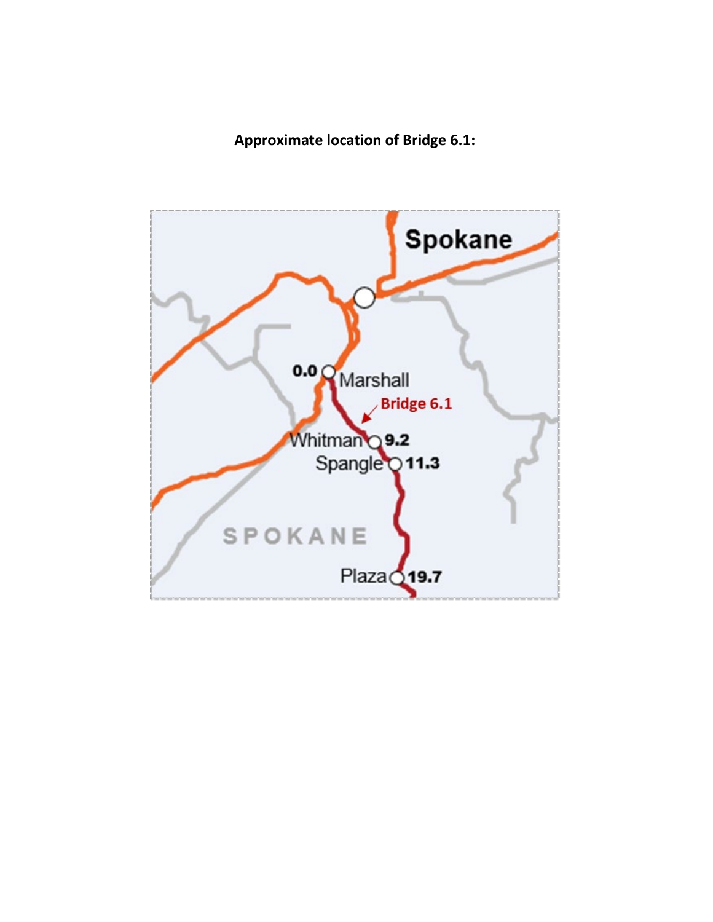**Approximate location of Bridge 6.1:**

Spokane

0.0 Marshall

Bridge 6.1

Whitman 9.2

Spangle 11.3

SPOKANE

Plaza 19.7